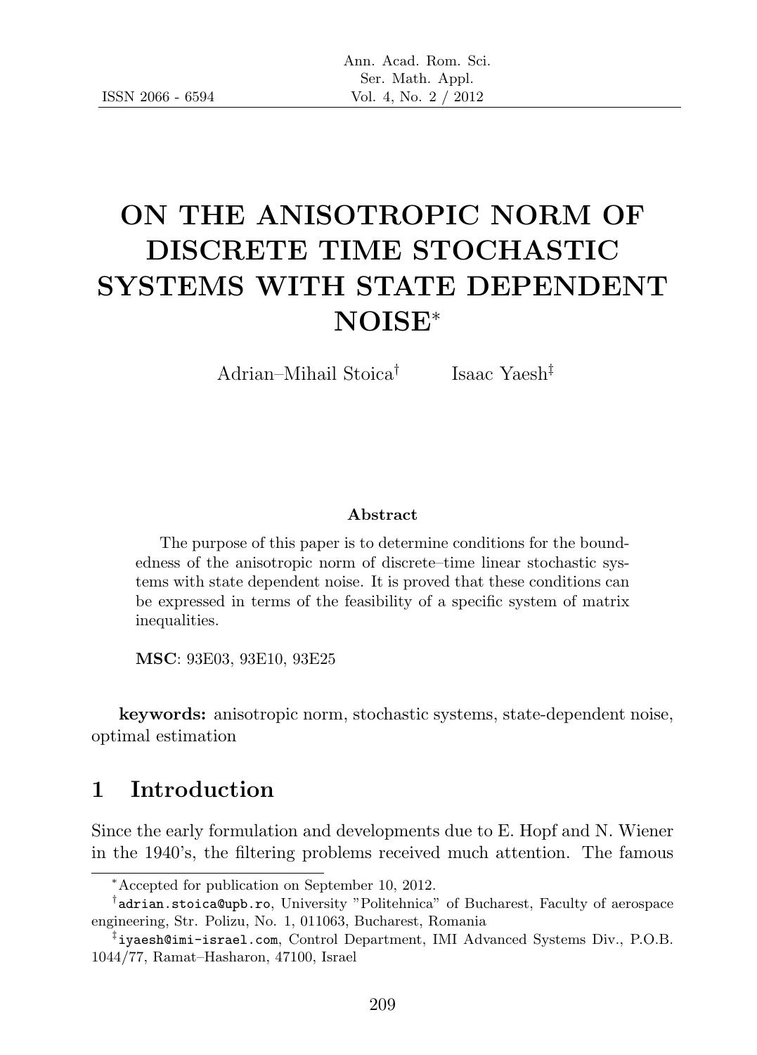ISSN 2066 - 6594

# ON THE ANISOTROPIC NORM OF DISCRETE TIME STOCHASTIC SYSTEMS WITH STATE DEPENDENT NOISE*

Adrian–Mihail Stoica[†] Isaac Yaesh[‡]

### Abstract

The purpose of this paper is to determine conditions for the boundedness of the anisotropic norm of discrete–time linear stochastic systems with state dependent noise. It is proved that these conditions can be expressed in terms of the feasibility of a specific system of matrix inequalities.

**MSC**: 93E03, 93E10, 93E25

**keywords:** anisotropic norm, stochastic systems, state-dependent noise, optimal estimation

## 1 Introduction

Since the early formulation and developments due to E. Hopf and N. Wiener in the 1940's, the filtering problems received much attention. The famous

---

*Accepted for publication on September 10, 2012.

[†]adrian.stoica@upb.ro, University "Politehnica" of Bucharest, Faculty of aerospace engineering, Str. Polizu, No. 1, 011063, Bucharest, Romania

[‡]iyaesh@imi-israel.com, Control Department, IMI Advanced Systems Div., P.O.B. 1044/77, Ramat–Hasharon, 47100, Israel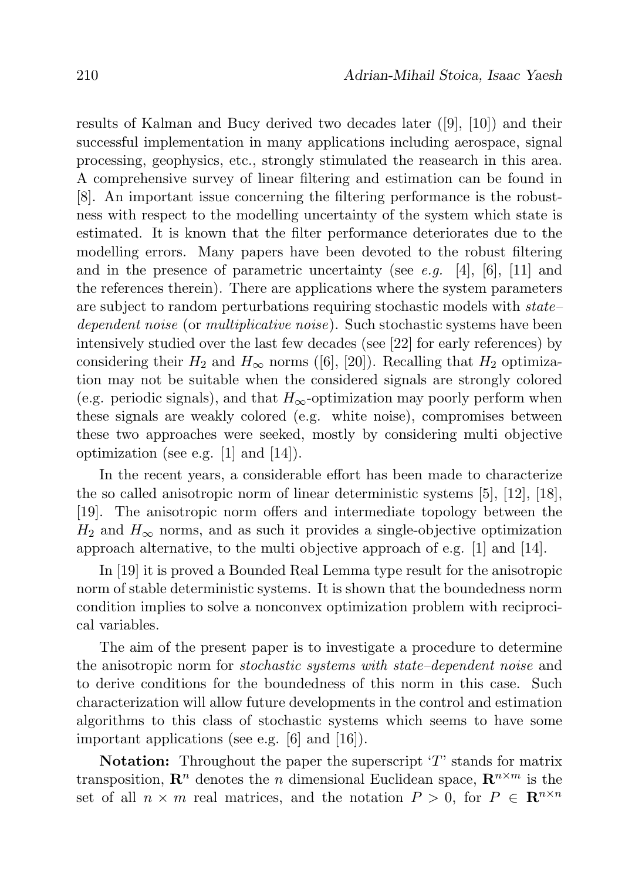results of Kalman and Bucy derived two decades later ([9], [10]) and their successful implementation in many applications including aerospace, signal processing, geophysics, etc., strongly stimulated the reasearch in this area. A comprehensive survey of linear filtering and estimation can be found in [8]. An important issue concerning the filtering performance is the robustness with respect to the modelling uncertainty of the system which state is estimated. It is known that the filter performance deteriorates due to the modelling errors. Many papers have been devoted to the robust filtering and in the presence of parametric uncertainty (see *e.g.* [4], [6], [11] and the references therein). There are applications where the system parameters are subject to random perturbations requiring stochastic models with *state–dependent noise* (or *multiplicative noise*). Such stochastic systems have been intensively studied over the last few decades (see [22] for early references) by considering their $H_2$ and $H_\infty$ norms ([6], [20]). Recalling that $H_2$ optimization may not be suitable when the considered signals are strongly colored (e.g. periodic signals), and that $H_\infty$-optimization may poorly perform when these signals are weakly colored (e.g. white noise), compromises between these two approaches were seeked, mostly by considering multi objective optimization (see e.g. [1] and [14]).

In the recent years, a considerable effort has been made to characterize the so called anisotropic norm of linear deterministic systems [5], [12], [18], [19]. The anisotropic norm offers and intermediate topology between the $H_2$ and $H_\infty$ norms, and as such it provides a single-objective optimization approach alternative, to the multi objective approach of e.g. [1] and [14].

In [19] it is proved a Bounded Real Lemma type result for the anisotropic norm of stable deterministic systems. It is shown that the boundedness norm condition implies to solve a nonconvex optimization problem with reciprocical variables.

The aim of the present paper is to investigate a procedure to determine the anisotropic norm for *stochastic systems with state–dependent noise* and to derive conditions for the boundedness of this norm in this case. Such characterization will allow future developments in the control and estimation algorithms to this class of stochastic systems which seems to have some important applications (see e.g. [6] and [16]).

**Notation:** Throughout the paper the superscript '$T$' stands for matrix transposition, $\mathbf{R}^n$ denotes the $n$ dimensional Euclidean space, $\mathbf{R}^{n\times m}$ is the set of all $n \times m$ real matrices, and the notation $P > 0$, for $P \in \mathbf{R}^{n\times n}$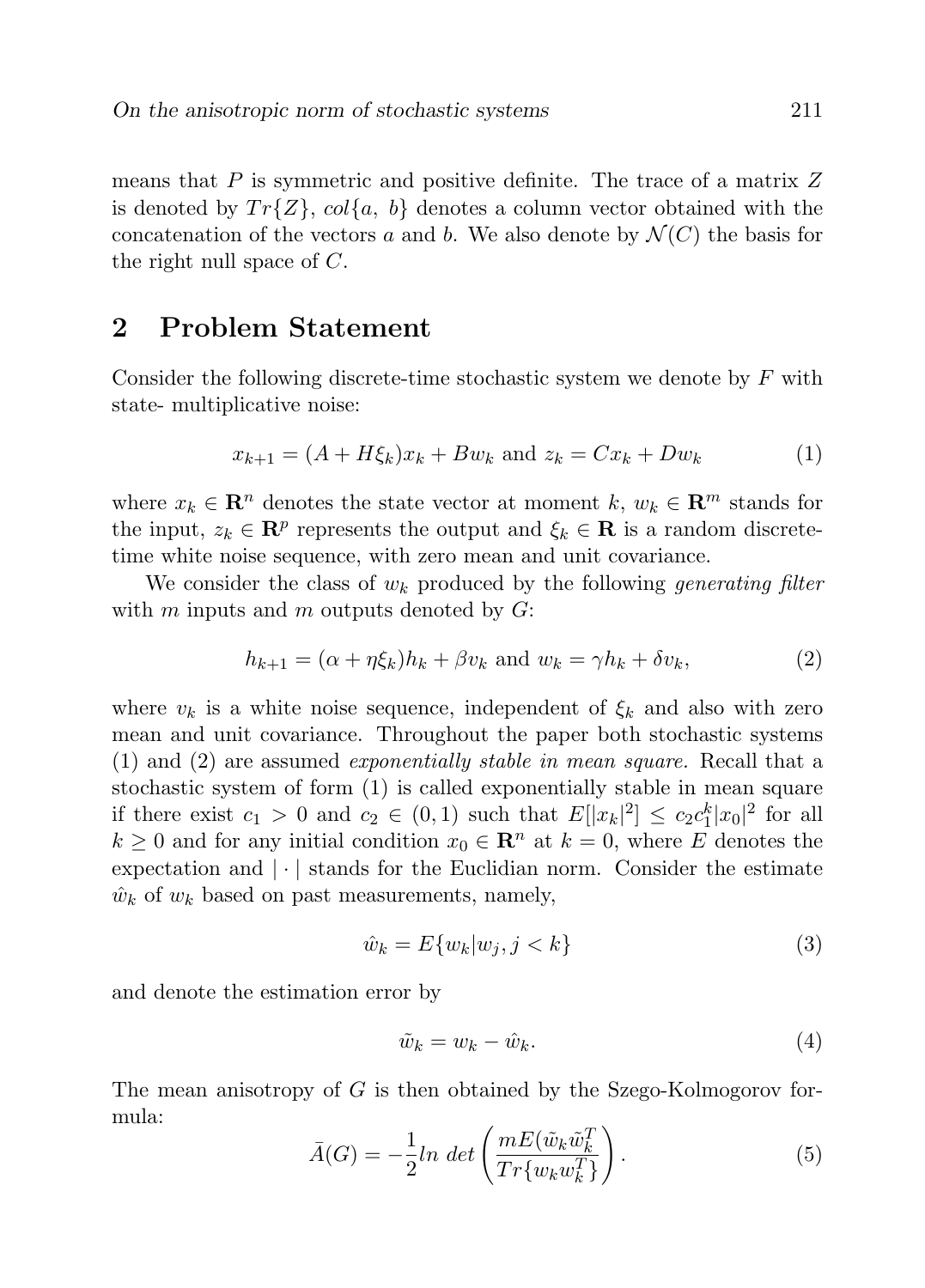means that $P$ is symmetric and positive definite. The trace of a matrix $Z$ is denoted by $Tr\{Z\}$, $col\{a,\ b\}$ denotes a column vector obtained with the concatenation of the vectors $a$ and $b$. We also denote by $\mathcal{N}(C)$ the basis for the right null space of $C$.

## 2 Problem Statement

Consider the following discrete-time stochastic system we denote by $F$ with state- multiplicative noise:

$$x_{k+1} = (A + H\xi_k)x_k + Bw_k \text{ and } z_k = Cx_k + Dw_k \tag{1}$$

where $x_k \in \mathbf{R}^n$ denotes the state vector at moment $k$, $w_k \in \mathbf{R}^m$ stands for the input, $z_k \in \mathbf{R}^p$ represents the output and $\xi_k \in \mathbf{R}$ is a random discrete-time white noise sequence, with zero mean and unit covariance.

We consider the class of $w_k$ produced by the following *generating filter* with $m$ inputs and $m$ outputs denoted by $G$:

$$h_{k+1} = (\alpha + \eta\xi_k)h_k + \beta v_k \text{ and } w_k = \gamma h_k + \delta v_k, \tag{2}$$

where $v_k$ is a white noise sequence, independent of $\xi_k$ and also with zero mean and unit covariance. Throughout the paper both stochastic systems (1) and (2) are assumed *exponentially stable in mean square.* Recall that a stochastic system of form (1) is called exponentially stable in mean square if there exist $c_1 > 0$ and $c_2 \in (0, 1)$ such that $E[|x_k|^2] \leq c_2 c_1^k |x_0|^2$ for all $k \geq 0$ and for any initial condition $x_0 \in \mathbf{R}^n$ at $k = 0$, where $E$ denotes the expectation and $|\cdot|$ stands for the Euclidian norm. Consider the estimate $\hat{w}_k$ of $w_k$ based on past measurements, namely,

$$\hat{w}_k = E\{w_k | w_j, j < k\} \tag{3}$$

and denote the estimation error by

$$\tilde{w}_k = w_k - \hat{w}_k. \tag{4}$$

The mean anisotropy of $G$ is then obtained by the Szego-Kolmogorov formula:

$$\bar{A}(G) = -\frac{1}{2} ln\ det \left( \frac{mE(\tilde{w}_k \tilde{w}_k^T)}{Tr\{w_k w_k^T\}} \right). \tag{5}$$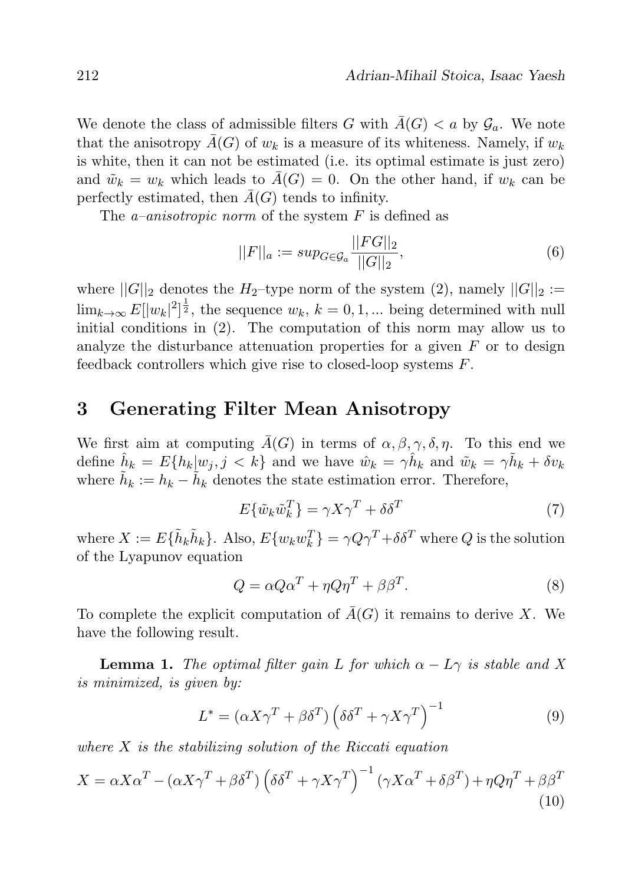We denote the class of admissible filters $G$ with $\bar{A}(G) < a$ by $\mathcal{G}_a$. We note that the anisotropy $\bar{A}(G)$ of $w_k$ is a measure of its whiteness. Namely, if $w_k$ is white, then it can not be estimated (i.e. its optimal estimate is just zero) and $\tilde{w}_k = w_k$ which leads to $\bar{A}(G) = 0$. On the other hand, if $w_k$ can be perfectly estimated, then $\bar{A}(G)$ tends to infinity.

The *a–anisotropic norm* of the system $F$ is defined as

$$||F||_a := sup_{G \in \mathcal{G}_a} \frac{||FG||_2}{||G||_2}, \tag{6}$$

where $||G||_2$ denotes the $H_2$–type norm of the system (2), namely $||G||_2 := \lim_{k\to\infty} E[|w_k|^2]^{\frac{1}{2}}$, the sequence $w_k$, $k = 0, 1, ...$ being determined with null initial conditions in (2). The computation of this norm may allow us to analyze the disturbance attenuation properties for a given $F$ or to design feedback controllers which give rise to closed-loop systems $F$.

## 3 Generating Filter Mean Anisotropy

We first aim at computing $\bar{A}(G)$ in terms of $\alpha, \beta, \gamma, \delta, \eta$. To this end we define $\hat{h}_k = E\{h_k | w_j, j < k\}$ and we have $\hat{w}_k = \gamma \hat{h}_k$ and $\tilde{w}_k = \gamma \tilde{h}_k + \delta v_k$ where $\tilde{h}_k := h_k - \tilde{h}_k$ denotes the state estimation error. Therefore,

$$E\{\tilde{w}_k \tilde{w}_k^T\} = \gamma X \gamma^T + \delta \delta^T \tag{7}$$

where $X := E\{\tilde{h}_k \tilde{h}_k\}$. Also, $E\{w_k w_k^T\} = \gamma Q \gamma^T + \delta \delta^T$ where $Q$ is the solution of the Lyapunov equation

$$Q = \alpha Q \alpha^T + \eta Q \eta^T + \beta \beta^T. \tag{8}$$

To complete the explicit computation of $\bar{A}(G)$ it remains to derive $X$. We have the following result.

**Lemma 1.** *The optimal filter gain $L$ for which $\alpha - L\gamma$ is stable and $X$ is minimized, is given by:*

$$L^* = (\alpha X \gamma^T + \beta \delta^T) \left( \delta \delta^T + \gamma X \gamma^T \right)^{-1} \tag{9}$$

*where $X$ is the stabilizing solution of the Riccati equation*

$$X = \alpha X \alpha^T - (\alpha X \gamma^T + \beta \delta^T) \left( \delta \delta^T + \gamma X \gamma^T \right)^{-1} (\gamma X \alpha^T + \delta \beta^T) + \eta Q \eta^T + \beta \beta^T \tag{10}$$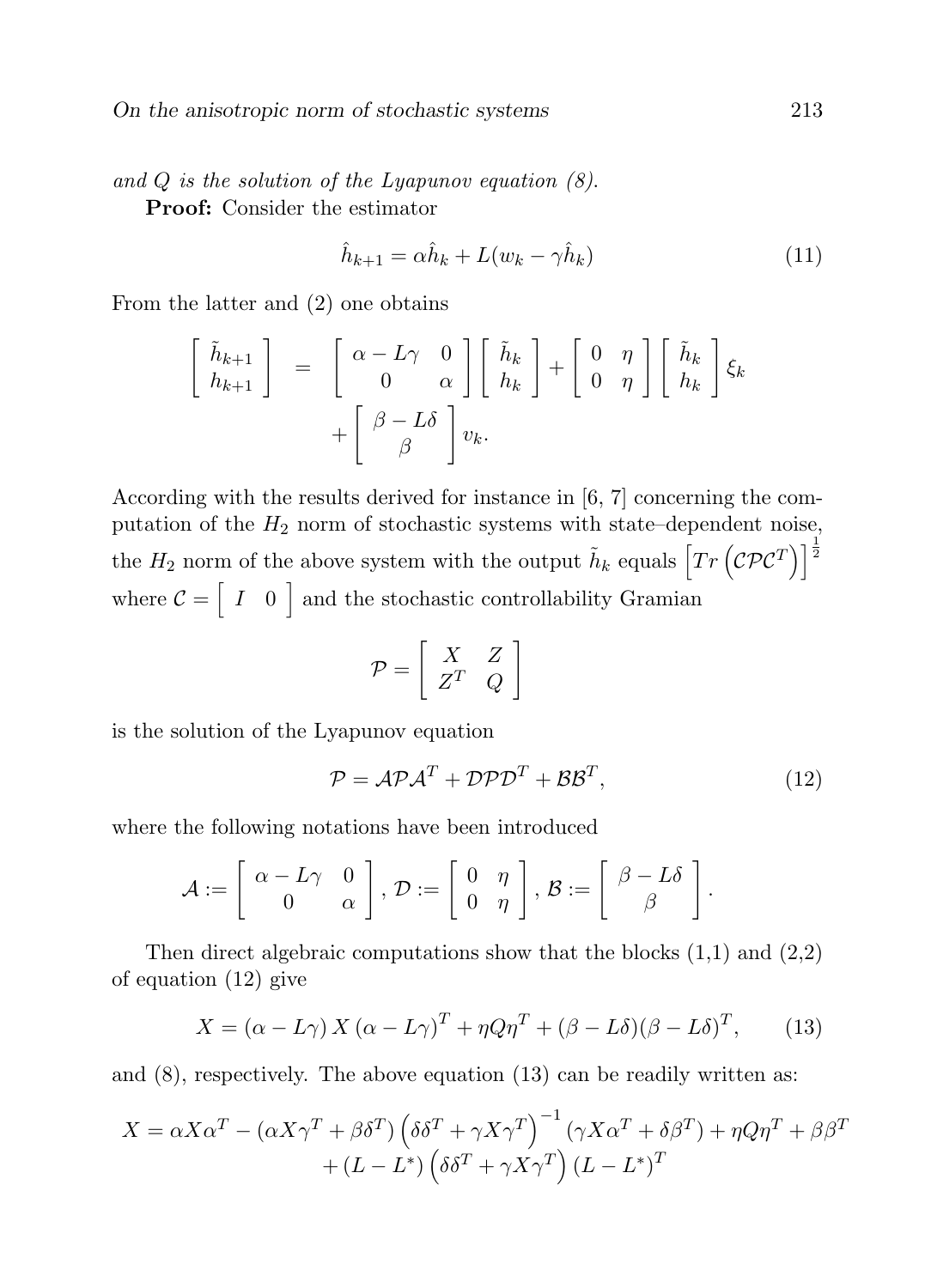*and $Q$ is the solution of the Lyapunov equation (8).*

**Proof:** Consider the estimator

$$\hat{h}_{k+1} = \alpha \hat{h}_k + L(w_k - \gamma \hat{h}_k) \tag{11}$$

From the latter and (2) one obtains

$$\begin{aligned}
\left[\begin{array}{c} \tilde{h}_{k+1} \\ h_{k+1} \end{array}\right] &= \left[\begin{array}{cc} \alpha - L\gamma & 0 \\ 0 & \alpha \end{array}\right] \left[\begin{array}{c} \tilde{h}_k \\ h_k \end{array}\right] + \left[\begin{array}{cc} 0 & \eta \\ 0 & \eta \end{array}\right] \left[\begin{array}{c} \tilde{h}_k \\ h_k \end{array}\right] \xi_k \\
&\quad + \left[\begin{array}{c} \beta - L\delta \\ \beta \end{array}\right] v_k.
\end{aligned}$$

According with the results derived for instance in [6, 7] concerning the computation of the $H_2$ norm of stochastic systems with state–dependent noise, the $H_2$ norm of the above system with the output $\tilde{h}_k$ equals $\left[Tr\left(\mathcal{C}\mathcal{P}\mathcal{C}^T\right)\right]^{\frac{1}{2}}$ where $\mathcal{C} = \left[\begin{array}{cc} I & 0 \end{array}\right]$ and the stochastic controllability Gramian

$$\mathcal{P} = \left[\begin{array}{cc} X & Z \\ Z^T & Q \end{array}\right]$$

is the solution of the Lyapunov equation

$$\mathcal{P} = \mathcal{A}\mathcal{P}\mathcal{A}^T + \mathcal{D}\mathcal{P}\mathcal{D}^T + \mathcal{B}\mathcal{B}^T, \tag{12}$$

where the following notations have been introduced

$$\mathcal{A} := \left[\begin{array}{cc} \alpha - L\gamma & 0 \\ 0 & \alpha \end{array}\right],\ \mathcal{D} := \left[\begin{array}{cc} 0 & \eta \\ 0 & \eta \end{array}\right],\ \mathcal{B} := \left[\begin{array}{c} \beta - L\delta \\ \beta \end{array}\right].$$

Then direct algebraic computations show that the blocks (1,1) and (2,2) of equation (12) give

$$X = (\alpha - L\gamma)\, X\, (\alpha - L\gamma)^T + \eta Q \eta^T + (\beta - L\delta)(\beta - L\delta)^T, \tag{13}$$

and (8), respectively. The above equation (13) can be readily written as:

$$\begin{aligned}
X = \alpha X \alpha^T - (\alpha X \gamma^T + \beta \delta^T)\left(\delta\delta^T + \gamma X \gamma^T\right)^{-1}(\gamma X \alpha^T + \delta \beta^T) + \eta Q \eta^T + \beta\beta^T \\
+ (L - L^*)\left(\delta\delta^T + \gamma X \gamma^T\right)(L - L^*)^T
\end{aligned}$$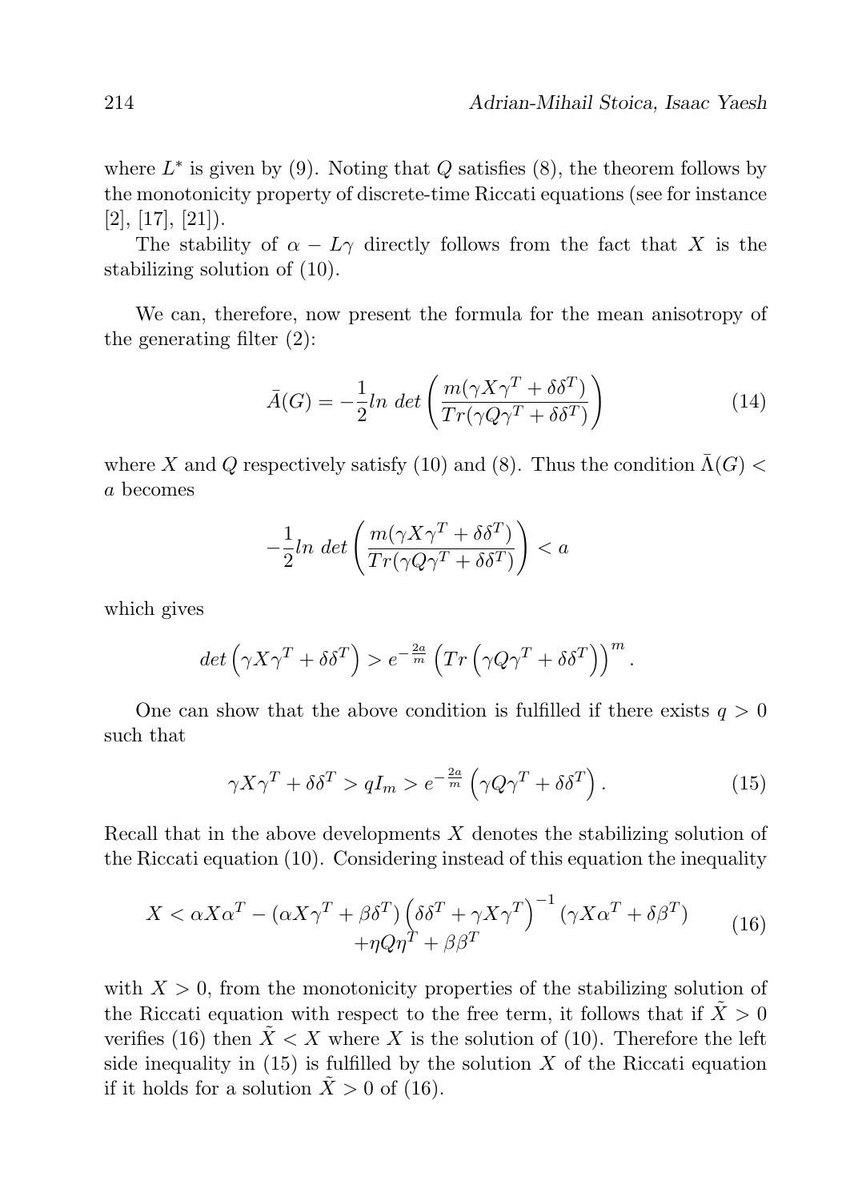where $L^*$ is given by (9). Noting that $Q$ satisfies (8), the theorem follows by the monotonicity property of discrete-time Riccati equations (see for instance [2], [17], [21]).

The stability of $\alpha - L\gamma$ directly follows from the fact that $X$ is the stabilizing solution of (10).

We can, therefore, now present the formula for the mean anisotropy of the generating filter (2):

$$\bar{A}(G) = -\frac{1}{2} ln\ det \left( \frac{m(\gamma X \gamma^T + \delta\delta^T)}{Tr(\gamma Q \gamma^T + \delta\delta^T)} \right) \tag{14}$$

where $X$ and $Q$ respectively satisfy (10) and (8). Thus the condition $\bar{\Lambda}(G) < a$ becomes

$$-\frac{1}{2} ln\ det \left( \frac{m(\gamma X \gamma^T + \delta\delta^T)}{Tr(\gamma Q \gamma^T + \delta\delta^T)} \right) < a$$

which gives

$$det\left(\gamma X \gamma^T + \delta\delta^T\right) > e^{-\frac{2a}{m}} \left(Tr\left(\gamma Q \gamma^T + \delta\delta^T\right)\right)^m.$$

One can show that the above condition is fulfilled if there exists $q > 0$ such that

$$\gamma X \gamma^T + \delta\delta^T > qI_m > e^{-\frac{2a}{m}} \left(\gamma Q \gamma^T + \delta\delta^T\right). \tag{15}$$

Recall that in the above developments $X$ denotes the stabilizing solution of the Riccati equation (10). Considering instead of this equation the inequality

$$\begin{aligned} X < \alpha X \alpha^T - (\alpha X \gamma^T + \beta\delta^T)\left(\delta\delta^T + \gamma X \gamma^T\right)^{-1}(\gamma X \alpha^T + \delta\beta^T) \\ + \eta Q \eta^T + \beta\beta^T \end{aligned} \tag{16}$$

with $X > 0$, from the monotonicity properties of the stabilizing solution of the Riccati equation with respect to the free term, it follows that if $\tilde{X} > 0$ verifies (16) then $\tilde{X} < X$ where $X$ is the solution of (10). Therefore the left side inequality in (15) is fulfilled by the solution $X$ of the Riccati equation if it holds for a solution $\tilde{X} > 0$ of (16).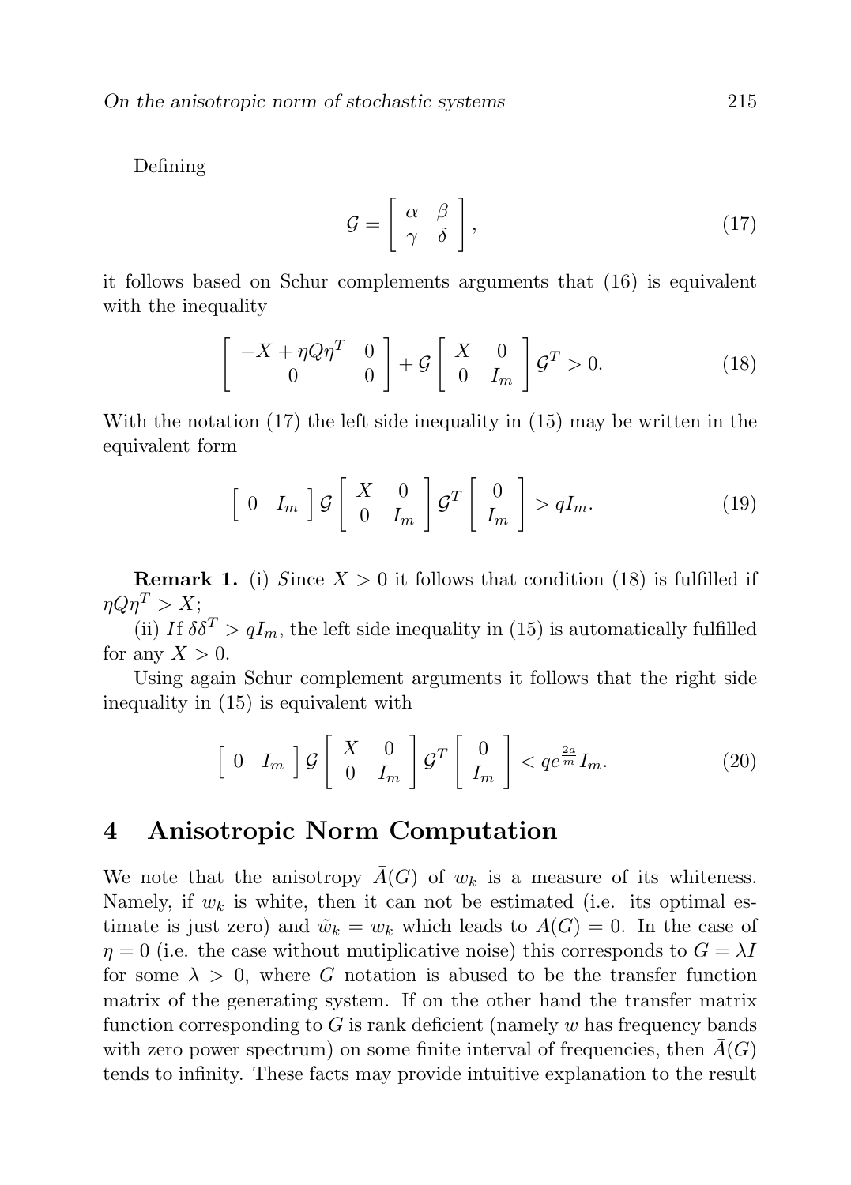Defining

$$\mathcal{G} = \begin{bmatrix} \alpha & \beta \\ \gamma & \delta \end{bmatrix}, \tag{17}$$

it follows based on Schur complements arguments that (16) is equivalent with the inequality

$$\begin{bmatrix} -X + \eta Q \eta^T & 0 \\ 0 & 0 \end{bmatrix} + \mathcal{G} \begin{bmatrix} X & 0 \\ 0 & I_m \end{bmatrix} \mathcal{G}^T > 0. \tag{18}$$

With the notation (17) the left side inequality in (15) may be written in the equivalent form

$$\begin{bmatrix} 0 & I_m \end{bmatrix} \mathcal{G} \begin{bmatrix} X & 0 \\ 0 & I_m \end{bmatrix} \mathcal{G}^T \begin{bmatrix} 0 \\ I_m \end{bmatrix} > q I_m. \tag{19}$$

**Remark 1.** (i) *S*ince $X > 0$ it follows that condition (18) is fulfilled if $\eta Q \eta^T > X$;

(ii) *I*f $\delta\delta^T > qI_m$, the left side inequality in (15) is automatically fulfilled for any $X > 0$.

Using again Schur complement arguments it follows that the right side inequality in (15) is equivalent with

$$\begin{bmatrix} 0 & I_m \end{bmatrix} \mathcal{G} \begin{bmatrix} X & 0 \\ 0 & I_m \end{bmatrix} \mathcal{G}^T \begin{bmatrix} 0 \\ I_m \end{bmatrix} < q e^{\frac{2a}{m}} I_m. \tag{20}$$

## 4 Anisotropic Norm Computation

We note that the anisotropy $\bar{A}(G)$ of $w_k$ is a measure of its whiteness. Namely, if $w_k$ is white, then it can not be estimated (i.e. its optimal estimate is just zero) and $\tilde{w}_k = w_k$ which leads to $\bar{A}(G) = 0$. In the case of $\eta = 0$ (i.e. the case without mutiplicative noise) this corresponds to $G = \lambda I$ for some $\lambda > 0$, where $G$ notation is abused to be the transfer function matrix of the generating system. If on the other hand the transfer matrix function corresponding to $G$ is rank deficient (namely $w$ has frequency bands with zero power spectrum) on some finite interval of frequencies, then $\bar{A}(G)$ tends to infinity. These facts may provide intuitive explanation to the result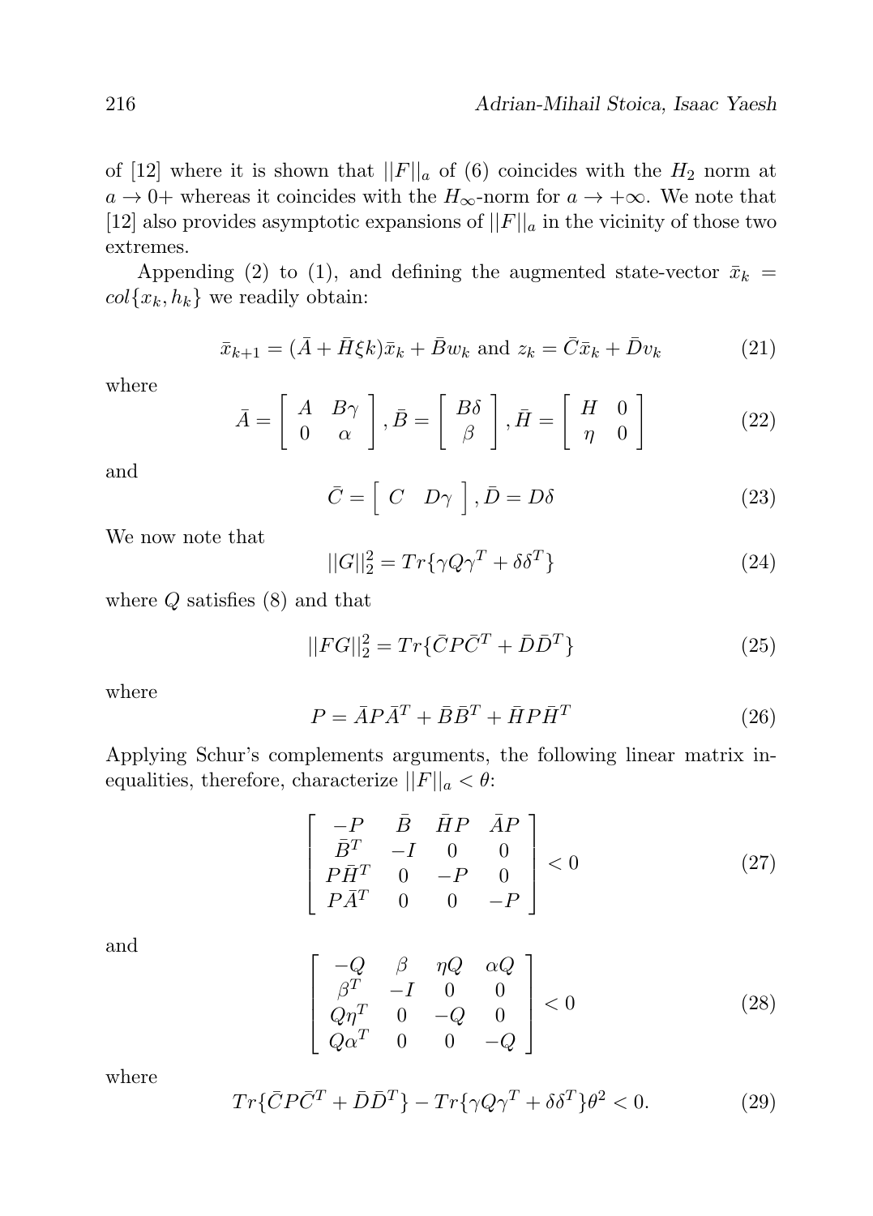of [12] where it is shown that $||F||_a$ of (6) coincides with the $H_2$ norm at $a \to 0+$ whereas it coincides with the $H_\infty$-norm for $a \to +\infty$. We note that [12] also provides asymptotic expansions of $||F||_a$ in the vicinity of those two extremes.

Appending (2) to (1), and defining the augmented state-vector $\bar{x}_k = col\{x_k, h_k\}$ we readily obtain:

$$\bar{x}_{k+1} = (\bar{A} + \bar{H}\xi k)\bar{x}_k + \bar{B}w_k \text{ and } z_k = \bar{C}\bar{x}_k + \bar{D}v_k \tag{21}$$

where

$$\bar{A} = \begin{bmatrix} A & B\gamma \\ 0 & \alpha \end{bmatrix}, \bar{B} = \begin{bmatrix} B\delta \\ \beta \end{bmatrix}, \bar{H} = \begin{bmatrix} H & 0 \\ \eta & 0 \end{bmatrix} \tag{22}$$

and

$$\bar{C} = \begin{bmatrix} C & D\gamma \end{bmatrix}, \bar{D} = D\delta \tag{23}$$

We now note that

$$||G||_2^2 = Tr\{\gamma Q \gamma^T + \delta\delta^T\} \tag{24}$$

where $Q$ satisfies (8) and that

$$||FG||_2^2 = Tr\{\bar{C}P\bar{C}^T + \bar{D}\bar{D}^T\} \tag{25}$$

where

$$P = \bar{A}P\bar{A}^T + \bar{B}\bar{B}^T + \bar{H}P\bar{H}^T \tag{26}$$

Applying Schur's complements arguments, the following linear matrix inequalities, therefore, characterize $||F||_a < \theta$:

$$\begin{bmatrix} -P & \bar{B} & \bar{H}P & \bar{A}P \\ \bar{B}^T & -I & 0 & 0 \\ P\bar{H}^T & 0 & -P & 0 \\ P\bar{A}^T & 0 & 0 & -P \end{bmatrix} < 0 \tag{27}$$

and

$$\begin{bmatrix} -Q & \beta & \eta Q & \alpha Q \\ \beta^T & -I & 0 & 0 \\ Q\eta^T & 0 & -Q & 0 \\ Q\alpha^T & 0 & 0 & -Q \end{bmatrix} < 0 \tag{28}$$

where

$$Tr\{\bar{C}P\bar{C}^T + \bar{D}\bar{D}^T\} - Tr\{\gamma Q\gamma^T + \delta\delta^T\}\theta^2 < 0. \tag{29}$$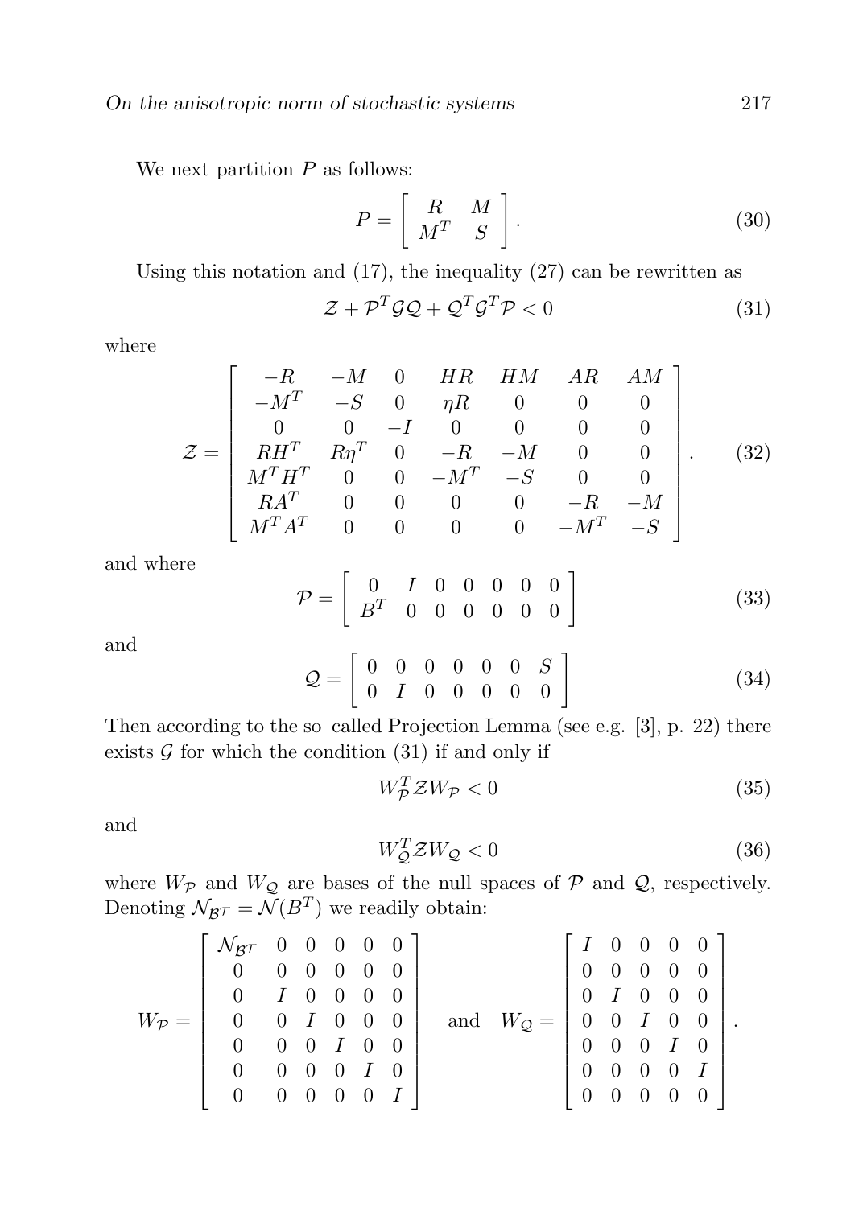We next partition $P$ as follows:

$$
P = \begin{bmatrix} R & M \\ M^T & S \end{bmatrix}. \tag{30}
$$

Using this notation and (17), the inequality (27) can be rewritten as

$$
\mathcal{Z} + \mathcal{P}^T \mathcal{G} \mathcal{Q} + \mathcal{Q}^T \mathcal{G}^T \mathcal{P} < 0 \tag{31}
$$

where

$$
\mathcal{Z} = \begin{bmatrix}
-R & -M & 0 & HR & HM & AR & AM \\
-M^T & -S & 0 & \eta R & 0 & 0 & 0 \\
0 & 0 & -I & 0 & 0 & 0 & 0 \\
RH^T & R\eta^T & 0 & -R & -M & 0 & 0 \\
M^T H^T & 0 & 0 & -M^T & -S & 0 & 0 \\
RA^T & 0 & 0 & 0 & 0 & -R & -M \\
M^T A^T & 0 & 0 & 0 & 0 & -M^T & -S
\end{bmatrix}. \tag{32}
$$

and where

$$
\mathcal{P} = \begin{bmatrix} 0 & I & 0 & 0 & 0 & 0 & 0 \\ B^T & 0 & 0 & 0 & 0 & 0 & 0 \end{bmatrix} \tag{33}
$$

and

$$
\mathcal{Q} = \begin{bmatrix} 0 & 0 & 0 & 0 & 0 & 0 & S \\ 0 & I & 0 & 0 & 0 & 0 & 0 \end{bmatrix} \tag{34}
$$

Then according to the so–called Projection Lemma (see e.g. [3], p. 22) there exists $\mathcal{G}$ for which the condition (31) if and only if

$$
W_{\mathcal{P}}^T \mathcal{Z} W_{\mathcal{P}} < 0 \tag{35}
$$

and

$$
W_{\mathcal{Q}}^T \mathcal{Z} W_{\mathcal{Q}} < 0 \tag{36}
$$

where $W_{\mathcal{P}}$ and $W_{\mathcal{Q}}$ are bases of the null spaces of $\mathcal{P}$ and $\mathcal{Q}$, respectively. Denoting $\mathcal{N}_{\mathcal{B}^\mathcal{T}} = \mathcal{N}(B^T)$ we readily obtain:

$$
W_{\mathcal{P}} = \begin{bmatrix}
\mathcal{N}_{\mathcal{B}^\mathcal{T}} & 0 & 0 & 0 & 0 & 0 \\
0 & 0 & 0 & 0 & 0 & 0 \\
0 & I & 0 & 0 & 0 & 0 \\
0 & 0 & I & 0 & 0 & 0 \\
0 & 0 & 0 & I & 0 & 0 \\
0 & 0 & 0 & 0 & I & 0 \\
0 & 0 & 0 & 0 & 0 & I
\end{bmatrix}
\quad \text{and} \quad
W_{\mathcal{Q}} = \begin{bmatrix}
I & 0 & 0 & 0 & 0 \\
0 & 0 & 0 & 0 & 0 \\
0 & I & 0 & 0 & 0 \\
0 & 0 & I & 0 & 0 \\
0 & 0 & 0 & I & 0 \\
0 & 0 & 0 & 0 & I \\
0 & 0 & 0 & 0 & 0
\end{bmatrix}.
$$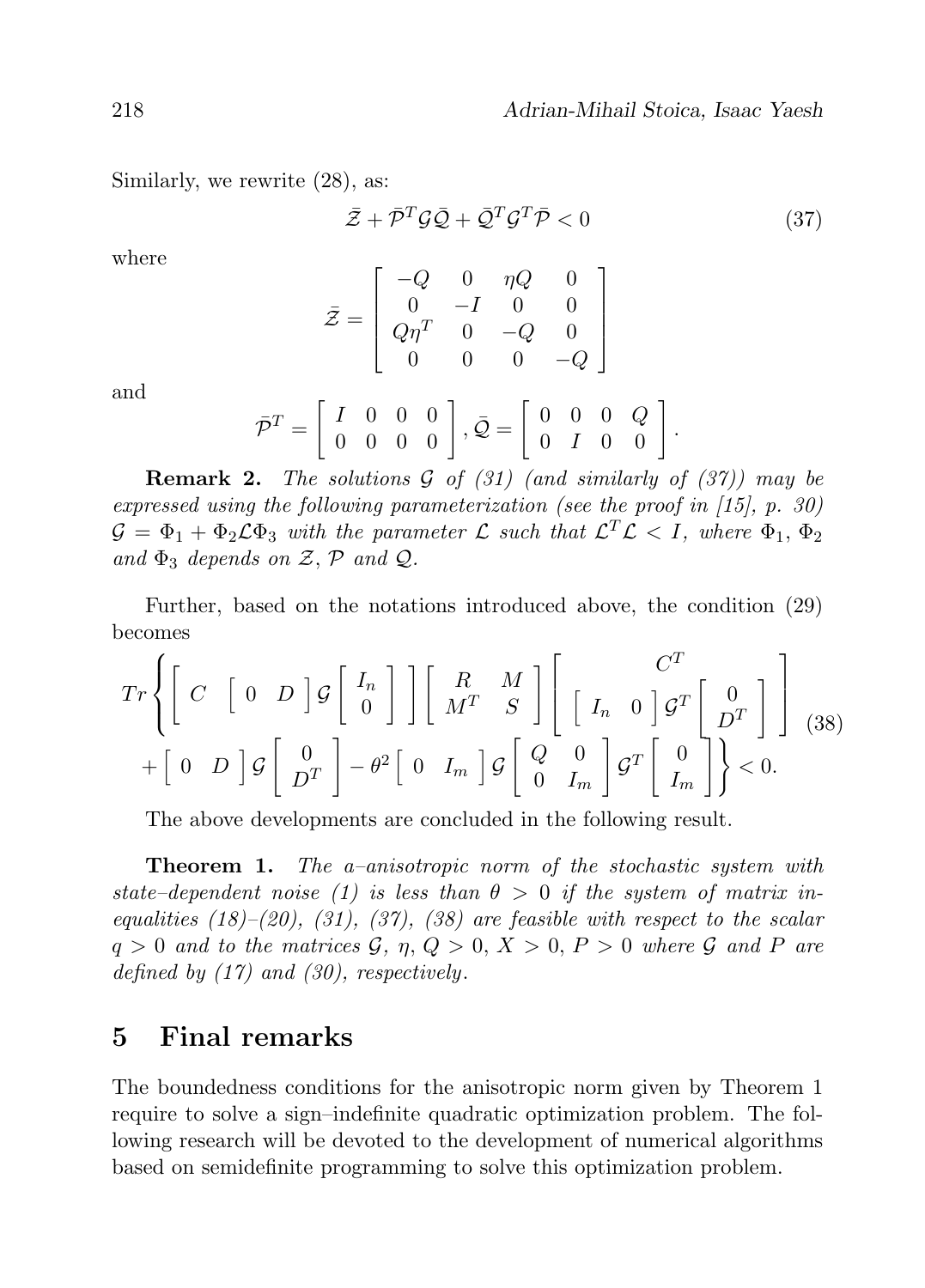Similarly, we rewrite (28), as:

$$\bar{\mathcal{Z}} + \bar{\mathcal{P}}^T \mathcal{G} \bar{\mathcal{Q}} + \bar{\mathcal{Q}}^T \mathcal{G}^T \bar{\mathcal{P}} < 0 \tag{37}$$

where

$$\bar{\mathcal{Z}} = \begin{bmatrix} -Q & 0 & \eta Q & 0 \\ 0 & -I & 0 & 0 \\ Q\eta^T & 0 & -Q & 0 \\ 0 & 0 & 0 & -Q \end{bmatrix}$$

and

$$\bar{\mathcal{P}}^T = \begin{bmatrix} I & 0 & 0 & 0 \\ 0 & 0 & 0 & 0 \end{bmatrix}, \bar{\mathcal{Q}} = \begin{bmatrix} 0 & 0 & 0 & Q \\ 0 & I & 0 & 0 \end{bmatrix}.$$

**Remark 2.** *The solutions $\mathcal{G}$ of (31) (and similarly of (37)) may be expressed using the following parameterization (see the proof in [15], p. 30) $\mathcal{G} = \Phi_1 + \Phi_2 \mathcal{L} \Phi_3$ with the parameter $\mathcal{L}$ such that $\mathcal{L}^T \mathcal{L} < I$, where $\Phi_1$, $\Phi_2$ and $\Phi_3$ depends on $\mathcal{Z}$, $\mathcal{P}$ and $\mathcal{Q}$.*

Further, based on the notations introduced above, the condition (29) becomes

$$Tr\left\{ \begin{bmatrix} C & \begin{bmatrix} 0 & D \end{bmatrix} \mathcal{G} \begin{bmatrix} I_n \\ 0 \end{bmatrix} \end{bmatrix} \begin{bmatrix} R & M \\ M^T & S \end{bmatrix} \begin{bmatrix} C^T \\ \begin{bmatrix} I_n & 0 \end{bmatrix} \mathcal{G}^T \begin{bmatrix} 0 \\ D^T \end{bmatrix} \end{bmatrix} \right. \\ \left. + \begin{bmatrix} 0 & D \end{bmatrix} \mathcal{G} \begin{bmatrix} 0 \\ D^T \end{bmatrix} - \theta^2 \begin{bmatrix} 0 & I_m \end{bmatrix} \mathcal{G} \begin{bmatrix} Q & 0 \\ 0 & I_m \end{bmatrix} \mathcal{G}^T \begin{bmatrix} 0 \\ I_m \end{bmatrix} \right\} < 0. \tag{38}$$

The above developments are concluded in the following result.

**Theorem 1.** *The a–anisotropic norm of the stochastic system with state–dependent noise (1) is less than $\theta > 0$ if the system of matrix inequalities (18)–(20), (31), (37), (38) are feasible with respect to the scalar $q > 0$ and to the matrices $\mathcal{G}$, $\eta$, $Q > 0$, $X > 0$, $P > 0$ where $\mathcal{G}$ and $P$ are defined by (17) and (30), respectively.*

## 5 Final remarks

The boundedness conditions for the anisotropic norm given by Theorem 1 require to solve a sign–indefinite quadratic optimization problem. The following research will be devoted to the development of numerical algorithms based on semidefinite programming to solve this optimization problem.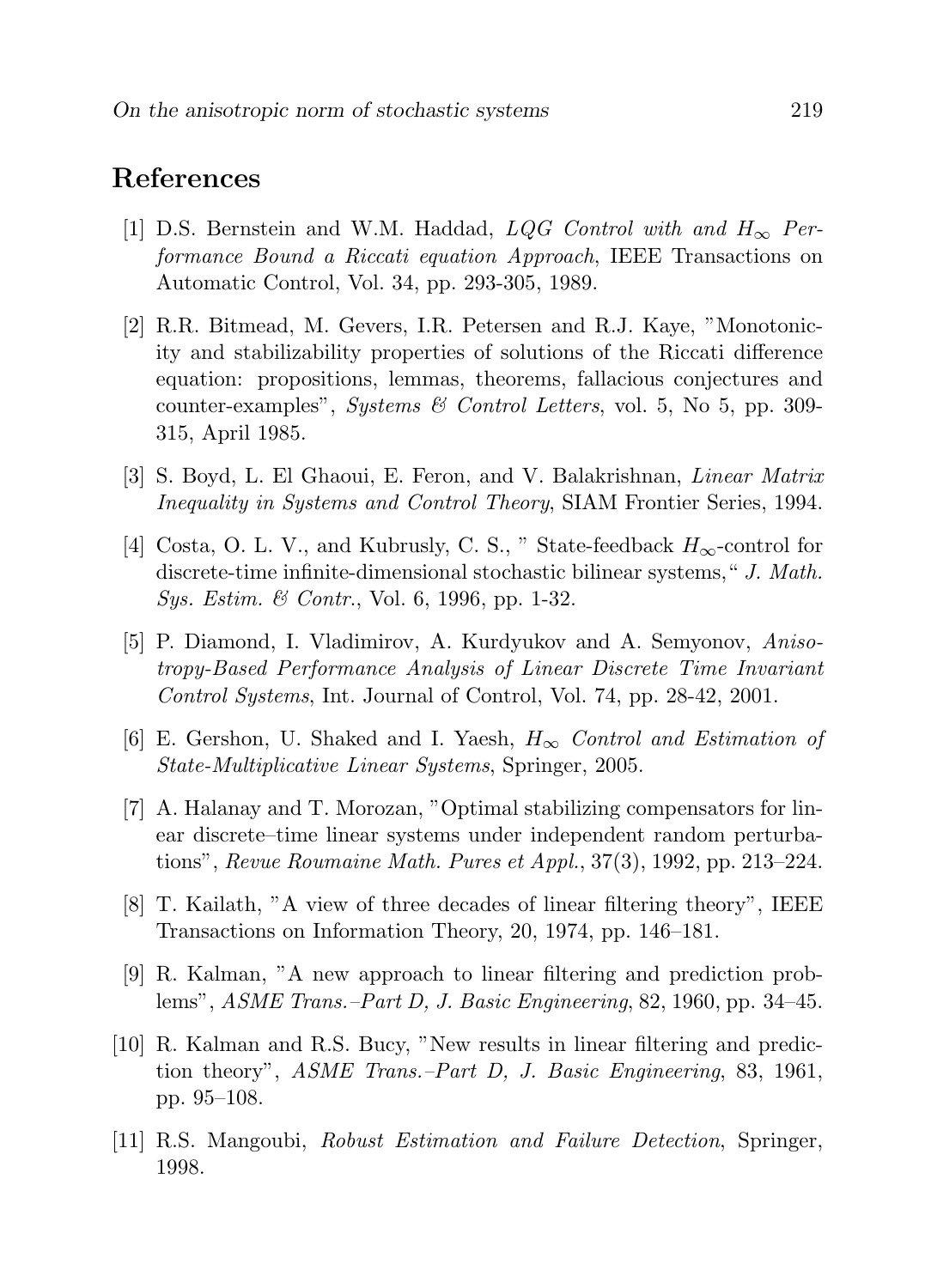## References

[1] D.S. Bernstein and W.M. Haddad, *LQG Control with and $H_\infty$ Performance Bound a Riccati equation Approach*, IEEE Transactions on Automatic Control, Vol. 34, pp. 293-305, 1989.

[2] R.R. Bitmead, M. Gevers, I.R. Petersen and R.J. Kaye, "Monotonicity and stabilizability properties of solutions of the Riccati difference equation: propositions, lemmas, theorems, fallacious conjectures and counter-examples", *Systems & Control Letters*, vol. 5, No 5, pp. 309-315, April 1985.

[3] S. Boyd, L. El Ghaoui, E. Feron, and V. Balakrishnan, *Linear Matrix Inequality in Systems and Control Theory*, SIAM Frontier Series, 1994.

[4] Costa, O. L. V., and Kubrusly, C. S., " State-feedback $H_\infty$-control for discrete-time infinite-dimensional stochastic bilinear systems," *J. Math. Sys. Estim. & Contr.*, Vol. 6, 1996, pp. 1-32.

[5] P. Diamond, I. Vladimirov, A. Kurdyukov and A. Semyonov, *Anisotropy-Based Performance Analysis of Linear Discrete Time Invariant Control Systems*, Int. Journal of Control, Vol. 74, pp. 28-42, 2001.

[6] E. Gershon, U. Shaked and I. Yaesh, *$H_\infty$ Control and Estimation of State-Multiplicative Linear Systems*, Springer, 2005.

[7] A. Halanay and T. Morozan, "Optimal stabilizing compensators for linear discrete–time linear systems under independent random perturbations", *Revue Roumaine Math. Pures et Appl.*, 37(3), 1992, pp. 213–224.

[8] T. Kailath, "A view of three decades of linear filtering theory", IEEE Transactions on Information Theory, 20, 1974, pp. 146–181.

[9] R. Kalman, "A new approach to linear filtering and prediction problems", *ASME Trans.–Part D, J. Basic Engineering*, 82, 1960, pp. 34–45.

[10] R. Kalman and R.S. Bucy, "New results in linear filtering and prediction theory", *ASME Trans.–Part D, J. Basic Engineering*, 83, 1961, pp. 95–108.

[11] R.S. Mangoubi, *Robust Estimation and Failure Detection*, Springer, 1998.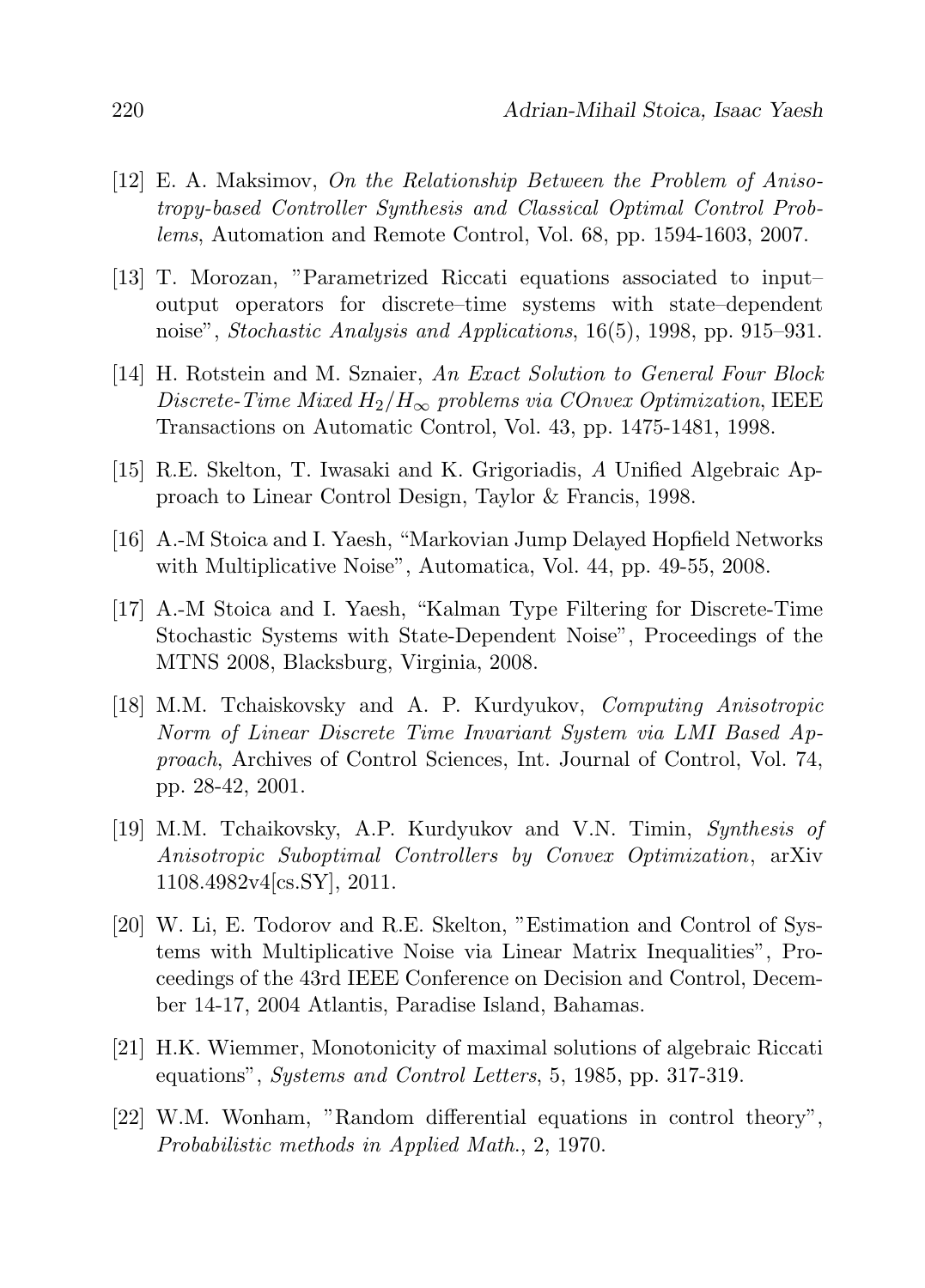[12] E. A. Maksimov, *On the Relationship Between the Problem of Anisotropy-based Controller Synthesis and Classical Optimal Control Problems*, Automation and Remote Control, Vol. 68, pp. 1594-1603, 2007.

[13] T. Morozan, "Parametrized Riccati equations associated to input–output operators for discrete–time systems with state–dependent noise", *Stochastic Analysis and Applications*, 16(5), 1998, pp. 915–931.

[14] H. Rotstein and M. Sznaier, *An Exact Solution to General Four Block Discrete-Time Mixed $H_2/H_\infty$ problems via COnvex Optimization*, IEEE Transactions on Automatic Control, Vol. 43, pp. 1475-1481, 1998.

[15] R.E. Skelton, T. Iwasaki and K. Grigoriadis, *A* Unified Algebraic Approach to Linear Control Design, Taylor & Francis, 1998.

[16] A.-M Stoica and I. Yaesh, "Markovian Jump Delayed Hopfield Networks with Multiplicative Noise", Automatica, Vol. 44, pp. 49-55, 2008.

[17] A.-M Stoica and I. Yaesh, "Kalman Type Filtering for Discrete-Time Stochastic Systems with State-Dependent Noise", Proceedings of the MTNS 2008, Blacksburg, Virginia, 2008.

[18] M.M. Tchaiskovsky and A. P. Kurdyukov, *Computing Anisotropic Norm of Linear Discrete Time Invariant System via LMI Based Approach*, Archives of Control Sciences, Int. Journal of Control, Vol. 74, pp. 28-42, 2001.

[19] M.M. Tchaikovsky, A.P. Kurdyukov and V.N. Timin, *Synthesis of Anisotropic Suboptimal Controllers by Convex Optimization*, arXiv 1108.4982v4[cs.SY], 2011.

[20] W. Li, E. Todorov and R.E. Skelton, "Estimation and Control of Systems with Multiplicative Noise via Linear Matrix Inequalities", Proceedings of the 43rd IEEE Conference on Decision and Control, December 14-17, 2004 Atlantis, Paradise Island, Bahamas.

[21] H.K. Wiemmer, Monotonicity of maximal solutions of algebraic Riccati equations", *Systems and Control Letters*, 5, 1985, pp. 317-319.

[22] W.M. Wonham, "Random differential equations in control theory", *Probabilistic methods in Applied Math.*, 2, 1970.